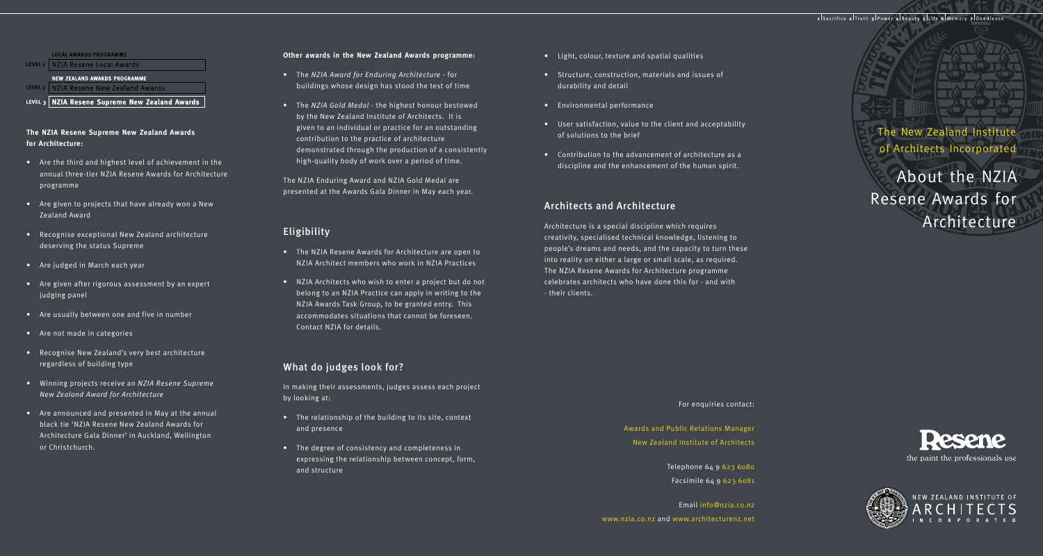1 Sacrifice 2 Truth 3 Power 4 Beauty 5 Life 6 Memory 7 Obedience

| | |
|---|---|
| | **LOCAL AWARDS PROGRAMME** |
| LEVEL 1 | NZIA Resene Local Awards |
| | **NEW ZEALAND AWARDS PROGRAMME** |
| LEVEL 2 | NZIA Resene New Zealand Awards |
| LEVEL 3 | **NZIA Resene Supreme New Zealand Awards** |

**The NZIA Resene Supreme New Zealand Awards for Architecture:**

- Are the third and highest level of achievement in the annual three-tier NZIA Resene Awards for Architecture programme
- Are given to projects that have already won a New Zealand Award
- Recognise exceptional New Zealand architecture deserving the status Supreme
- Are judged in March each year
- Are given after rigorous assessment by an expert judging panel
- Are usually between one and five in number
- Are not made in categories
- Recognise New Zealand's very best architecture regardless of building type
- Winning projects receive an *NZIA Resene Supreme New Zealand Award for Architecture*
- Are announced and presented in May at the annual black tie 'NZIA Resene New Zealand Awards for Architecture Gala Dinner' in Auckland, Wellington or Christchurch.

**Other awards in the New Zealand Awards programme:**

- The *NZIA Award for Enduring Architecture* - for buildings whose design has stood the test of time
- The *NZIA Gold Medal* - the highest honour bestowed by the New Zealand Institute of Architects. It is given to an individual or practice for an outstanding contribution to the practice of architecture demonstrated through the production of a consistently high-quality body of work over a period of time.

The NZIA Enduring Award and NZIA Gold Medal are presented at the Awards Gala Dinner in May each year.

## Eligibility

- The NZIA Resene Awards for Architecture are open to NZIA Architect members who work in NZIA Practices
- NZIA Architects who wish to enter a project but do not belong to an NZIA Practice can apply in writing to the NZIA Awards Task Group, to be granted entry. This accommodates situations that cannot be foreseen. Contact NZIA for details.

## What do judges look for?

In making their assessments, judges assess each project by looking at:

- The relationship of the building to its site, context and presence
- The degree of consistency and completeness in expressing the relationship between concept, form, and structure
- Light, colour, texture and spatial qualities
- Structure, construction, materials and issues of durability and detail
- Environmental performance
- User satisfaction, value to the client and acceptability of solutions to the brief
- Contribution to the advancement of architecture as a discipline and the enhancement of the human spirit.

## Architects and Architecture

Architecture is a special discipline which requires creativity, specialised technical knowledge, listening to people's dreams and needs, and the capacity to turn these into reality on either a large or small scale, as required. The NZIA Resene Awards for Architecture programme celebrates architects who have done this for - and with - their clients.

For enquiries contact:

Awards and Public Relations Manager
New Zealand Institute of Architects

Telephone 64 9 623 6080
Facsimile 64 9 623 6081

Email info@nzia.co.nz
www.nzia.co.nz and www.architecturenz.net

The New Zealand Institute of Architects Incorporated

# About the NZIA Resene Awards for Architecture

Resene
the paint the professionals use

NEW ZEALAND INSTITUTE OF ARCHITECTS INCORPORATED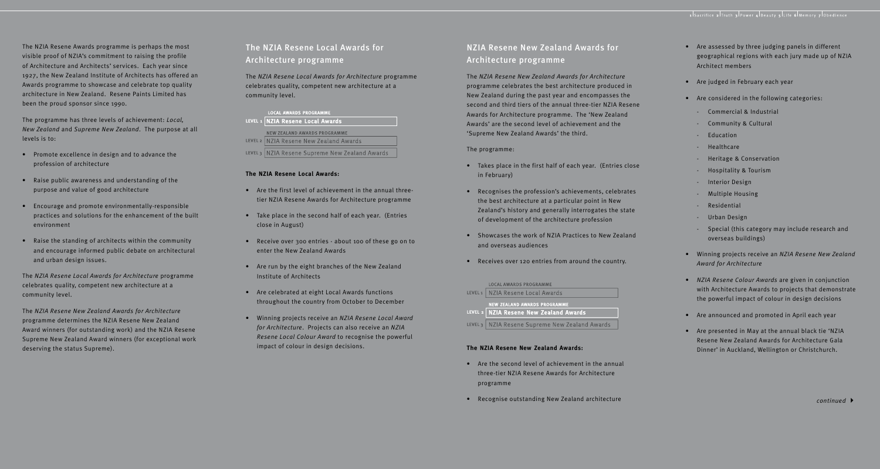The NZIA Resene Awards programme is perhaps the most visible proof of NZIA's commitment to raising the profile of Architecture and Architects' services. Each year since 1927, the New Zealand Institute of Architects has offered an Awards programme to showcase and celebrate top quality architecture in New Zealand. Resene Paints Limited has been the proud sponsor since 1990.

The programme has three levels of achievement: *Local, New Zealand* and *Supreme New Zealand*. The purpose at all levels is to:

- Promote excellence in design and to advance the profession of architecture
- Raise public awareness and understanding of the purpose and value of good architecture
- Encourage and promote environmentally-responsible practices and solutions for the enhancement of the built environment
- Raise the standing of architects within the community and encourage informed public debate on architectural and urban design issues.

The *NZIA Resene Local Awards for Architecture* programme celebrates quality, competent new architecture at a community level.

The *NZIA Resene New Zealand Awards for Architecture* programme determines the NZIA Resene New Zealand Award winners (for outstanding work) and the NZIA Resene Supreme New Zealand Award winners (for exceptional work deserving the status Supreme).

## The NZIA Resene Local Awards for Architecture programme

The *NZIA Resene Local Awards for Architecture* programme celebrates quality, competent new architecture at a community level.

LOCAL AWARDS PROGRAMME
**LEVEL 1 NZIA Resene Local Awards**
NEW ZEALAND AWARDS PROGRAMME
LEVEL 2 NZIA Resene New Zealand Awards
LEVEL 3 NZIA Resene Supreme New Zealand Awards

**The NZIA Resene Local Awards:**

- Are the first level of achievement in the annual three-tier NZIA Resene Awards for Architecture programme
- Take place in the second half of each year. (Entries close in August)
- Receive over 300 entries - about 100 of these go on to enter the New Zealand Awards
- Are run by the eight branches of the New Zealand Institute of Architects
- Are celebrated at eight Local Awards functions throughout the country from October to December
- Winning projects receive an *NZIA Resene Local Award for Architecture*. Projects can also receive an *NZIA Resene Local Colour Award* to recognise the powerful impact of colour in design decisions.

## NZIA Resene New Zealand Awards for Architecture programme

The *NZIA Resene New Zealand Awards for Architecture* programme celebrates the best architecture produced in New Zealand during the past year and encompasses the second and third tiers of the annual three-tier NZIA Resene Awards for Architecture programme. The 'New Zealand Awards' are the second level of achievement and the 'Supreme New Zealand Awards' the third.

The programme:

- Takes place in the first half of each year. (Entries close in February)
- Recognises the profession's achievements, celebrates the best architecture at a particular point in New Zealand's history and generally interrogates the state of development of the architecture profession
- Showcases the work of NZIA Practices to New Zealand and overseas audiences
- Receives over 120 entries from around the country.

LOCAL AWARDS PROGRAMME
LEVEL 1 NZIA Resene Local Awards
NEW ZEALAND AWARDS PROGRAMME
**LEVEL 2 NZIA Resene New Zealand Awards**
LEVEL 3 NZIA Resene Supreme New Zealand Awards

**The NZIA Resene New Zealand Awards:**

- Are the second level of achievement in the annual three-tier NZIA Resene Awards for Architecture programme
- Recognise outstanding New Zealand architecture
- Are assessed by three judging panels in different geographical regions with each jury made up of NZIA Architect members
- Are judged in February each year
- Are considered in the following categories:
  - Commercial & Industrial
  - Community & Cultural
  - Education
  - Healthcare
  - Heritage & Conservation
  - Hospitality & Tourism
  - Interior Design
  - Multiple Housing
  - Residential
  - Urban Design
  - Special (this category may include research and overseas buildings)
- Winning projects receive an *NZIA Resene New Zealand Award for Architecture*
- *NZIA Resene Colour Awards* are given in conjunction with Architecture Awards to projects that demonstrate the powerful impact of colour in design decisions
- Are announced and promoted in April each year
- Are presented in May at the annual black tie 'NZIA Resene New Zealand Awards for Architecture Gala Dinner' in Auckland, Wellington or Christchurch.

*continued*